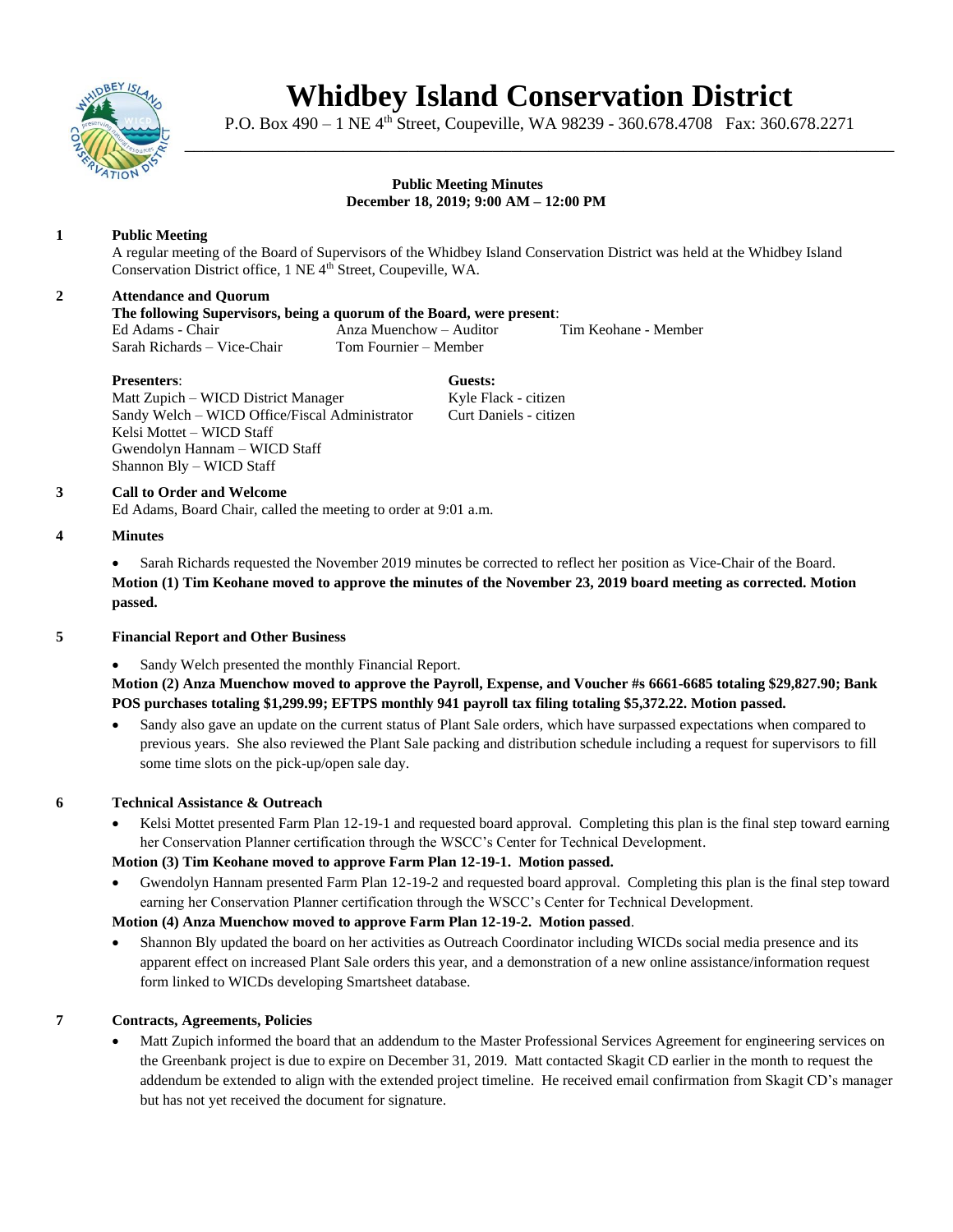# Whidbey Island Conservation District

P.O. Box 490 – 1 NE 4th Street, Coupeville, WA 98239 - 360.678.4708 Fax: 360.678.2271

**Public Meeting Minutes**
**December 18, 2019; 9:00 AM – 12:00 PM**

**1 Public Meeting**

A regular meeting of the Board of Supervisors of the Whidbey Island Conservation District was held at the Whidbey Island Conservation District office, 1 NE 4th Street, Coupeville, WA.

**2 Attendance and Quorum**

**The following Supervisors, being a quorum of the Board, were present**:

Ed Adams - Chair
Sarah Richards – Vice-Chair
Anza Muenchow – Auditor
Tom Fournier – Member
Tim Keohane - Member

**Presenters**:
Matt Zupich – WICD District Manager
Sandy Welch – WICD Office/Fiscal Administrator
Kelsi Mottet – WICD Staff
Gwendolyn Hannam – WICD Staff
Shannon Bly – WICD Staff

**Guests:**
Kyle Flack - citizen
Curt Daniels - citizen

**3 Call to Order and Welcome**

Ed Adams, Board Chair, called the meeting to order at 9:01 a.m.

**4 Minutes**

- Sarah Richards requested the November 2019 minutes be corrected to reflect her position as Vice-Chair of the Board.

**Motion (1) Tim Keohane moved to approve the minutes of the November 23, 2019 board meeting as corrected. Motion passed.**

**5 Financial Report and Other Business**

- Sandy Welch presented the monthly Financial Report.

**Motion (2) Anza Muenchow moved to approve the Payroll, Expense, and Voucher #s 6661-6685 totaling $29,827.90; Bank POS purchases totaling $1,299.99; EFTPS monthly 941 payroll tax filing totaling $5,372.22. Motion passed.**

- Sandy also gave an update on the current status of Plant Sale orders, which have surpassed expectations when compared to previous years. She also reviewed the Plant Sale packing and distribution schedule including a request for supervisors to fill some time slots on the pick-up/open sale day.

**6 Technical Assistance & Outreach**

- Kelsi Mottet presented Farm Plan 12-19-1 and requested board approval. Completing this plan is the final step toward earning her Conservation Planner certification through the WSCC's Center for Technical Development.

**Motion (3) Tim Keohane moved to approve Farm Plan 12-19-1. Motion passed.**

- Gwendolyn Hannam presented Farm Plan 12-19-2 and requested board approval. Completing this plan is the final step toward earning her Conservation Planner certification through the WSCC's Center for Technical Development.

**Motion (4) Anza Muenchow moved to approve Farm Plan 12-19-2. Motion passed**.

- Shannon Bly updated the board on her activities as Outreach Coordinator including WICDs social media presence and its apparent effect on increased Plant Sale orders this year, and a demonstration of a new online assistance/information request form linked to WICDs developing Smartsheet database.

**7 Contracts, Agreements, Policies**

- Matt Zupich informed the board that an addendum to the Master Professional Services Agreement for engineering services on the Greenbank project is due to expire on December 31, 2019. Matt contacted Skagit CD earlier in the month to request the addendum be extended to align with the extended project timeline. He received email confirmation from Skagit CD's manager but has not yet received the document for signature.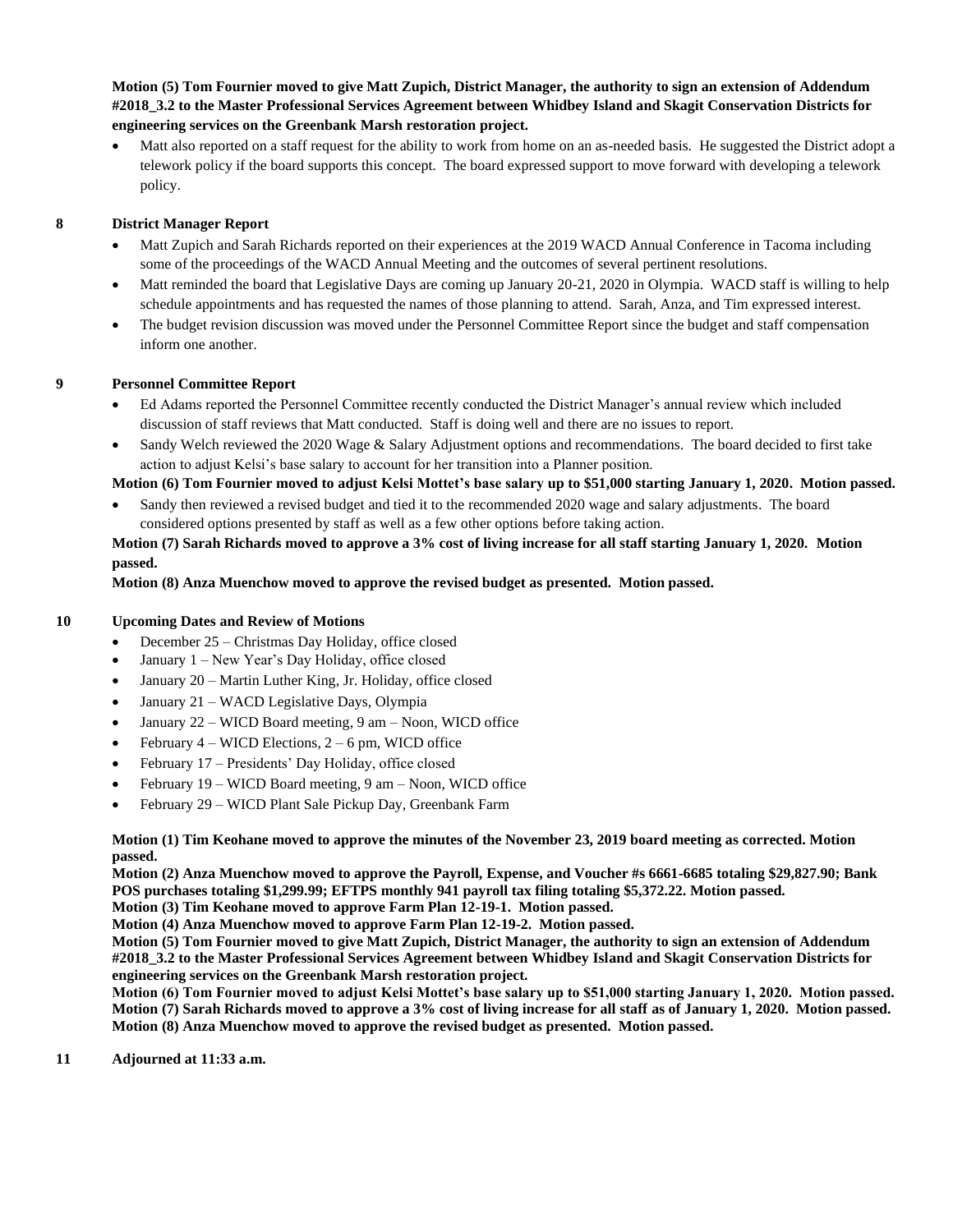**Motion (5) Tom Fournier moved to give Matt Zupich, District Manager, the authority to sign an extension of Addendum #2018_3.2 to the Master Professional Services Agreement between Whidbey Island and Skagit Conservation Districts for engineering services on the Greenbank Marsh restoration project.**

- Matt also reported on a staff request for the ability to work from home on an as-needed basis. He suggested the District adopt a telework policy if the board supports this concept. The board expressed support to move forward with developing a telework policy.

**8 District Manager Report**

- Matt Zupich and Sarah Richards reported on their experiences at the 2019 WACD Annual Conference in Tacoma including some of the proceedings of the WACD Annual Meeting and the outcomes of several pertinent resolutions.
- Matt reminded the board that Legislative Days are coming up January 20-21, 2020 in Olympia. WACD staff is willing to help schedule appointments and has requested the names of those planning to attend. Sarah, Anza, and Tim expressed interest.
- The budget revision discussion was moved under the Personnel Committee Report since the budget and staff compensation inform one another.

**9 Personnel Committee Report**

- Ed Adams reported the Personnel Committee recently conducted the District Manager's annual review which included discussion of staff reviews that Matt conducted. Staff is doing well and there are no issues to report.
- Sandy Welch reviewed the 2020 Wage & Salary Adjustment options and recommendations. The board decided to first take action to adjust Kelsi's base salary to account for her transition into a Planner position.

**Motion (6) Tom Fournier moved to adjust Kelsi Mottet's base salary up to $51,000 starting January 1, 2020. Motion passed.**

- Sandy then reviewed a revised budget and tied it to the recommended 2020 wage and salary adjustments. The board considered options presented by staff as well as a few other options before taking action.

**Motion (7) Sarah Richards moved to approve a 3% cost of living increase for all staff starting January 1, 2020. Motion passed.**

**Motion (8) Anza Muenchow moved to approve the revised budget as presented. Motion passed.**

**10 Upcoming Dates and Review of Motions**

- December 25 – Christmas Day Holiday, office closed
- January 1 – New Year's Day Holiday, office closed
- January 20 – Martin Luther King, Jr. Holiday, office closed
- January 21 – WACD Legislative Days, Olympia
- January 22 – WICD Board meeting, 9 am – Noon, WICD office
- February 4 – WICD Elections, 2 – 6 pm, WICD office
- February 17 – Presidents' Day Holiday, office closed
- February 19 – WICD Board meeting, 9 am – Noon, WICD office
- February 29 – WICD Plant Sale Pickup Day, Greenbank Farm

**Motion (1) Tim Keohane moved to approve the minutes of the November 23, 2019 board meeting as corrected. Motion passed.**
**Motion (2) Anza Muenchow moved to approve the Payroll, Expense, and Voucher #s 6661-6685 totaling $29,827.90; Bank POS purchases totaling $1,299.99; EFTPS monthly 941 payroll tax filing totaling $5,372.22. Motion passed.**
**Motion (3) Tim Keohane moved to approve Farm Plan 12-19-1. Motion passed.**
**Motion (4) Anza Muenchow moved to approve Farm Plan 12-19-2. Motion passed.**
**Motion (5) Tom Fournier moved to give Matt Zupich, District Manager, the authority to sign an extension of Addendum #2018_3.2 to the Master Professional Services Agreement between Whidbey Island and Skagit Conservation Districts for engineering services on the Greenbank Marsh restoration project.**
**Motion (6) Tom Fournier moved to adjust Kelsi Mottet's base salary up to $51,000 starting January 1, 2020. Motion passed.**
**Motion (7) Sarah Richards moved to approve a 3% cost of living increase for all staff as of January 1, 2020. Motion passed.**
**Motion (8) Anza Muenchow moved to approve the revised budget as presented. Motion passed.**

**11 Adjourned at 11:33 a.m.**